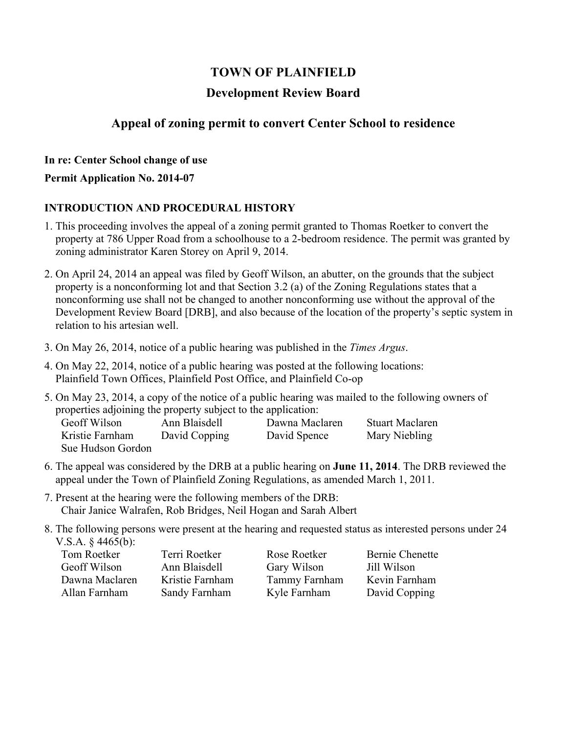# TOWN OF PLAINFIELD

## Development Review Board

## Appeal of zoning permit to convert Center School to residence

**In re: Center School change of use**

**Permit Application No. 2014-07**

### INTRODUCTION AND PROCEDURAL HISTORY

1. This proceeding involves the appeal of a zoning permit granted to Thomas Roetker to convert the property at 786 Upper Road from a schoolhouse to a 2-bedroom residence. The permit was granted by zoning administrator Karen Storey on April 9, 2014.

2. On April 24, 2014 an appeal was filed by Geoff Wilson, an abutter, on the grounds that the subject property is a nonconforming lot and that Section 3.2 (a) of the Zoning Regulations states that a nonconforming use shall not be changed to another nonconforming use without the approval of the Development Review Board [DRB], and also because of the location of the property's septic system in relation to his artesian well.

3. On May 26, 2014, notice of a public hearing was published in the *Times Argus*.

4. On May 22, 2014, notice of a public hearing was posted at the following locations: Plainfield Town Offices, Plainfield Post Office, and Plainfield Co-op

5. On May 23, 2014, a copy of the notice of a public hearing was mailed to the following owners of properties adjoining the property subject to the application:

| | | | |
|---|---|---|---|
| Geoff Wilson | Ann Blaisdell | Dawna Maclaren | Stuart Maclaren |
| Kristie Farnham | David Copping | David Spence | Mary Niebling |
| Sue Hudson Gordon | | | |

6. The appeal was considered by the DRB at a public hearing on **June 11, 2014**. The DRB reviewed the appeal under the Town of Plainfield Zoning Regulations, as amended March 1, 2011.

7. Present at the hearing were the following members of the DRB: Chair Janice Walrafen, Rob Bridges, Neil Hogan and Sarah Albert

8. The following persons were present at the hearing and requested status as interested persons under 24 V.S.A. § 4465(b):

| | | | |
|---|---|---|---|
| Tom Roetker | Terri Roetker | Rose Roetker | Bernie Chenette |
| Geoff Wilson | Ann Blaisdell | Gary Wilson | Jill Wilson |
| Dawna Maclaren | Kristie Farnham | Tammy Farnham | Kevin Farnham |
| Allan Farnham | Sandy Farnham | Kyle Farnham | David Copping |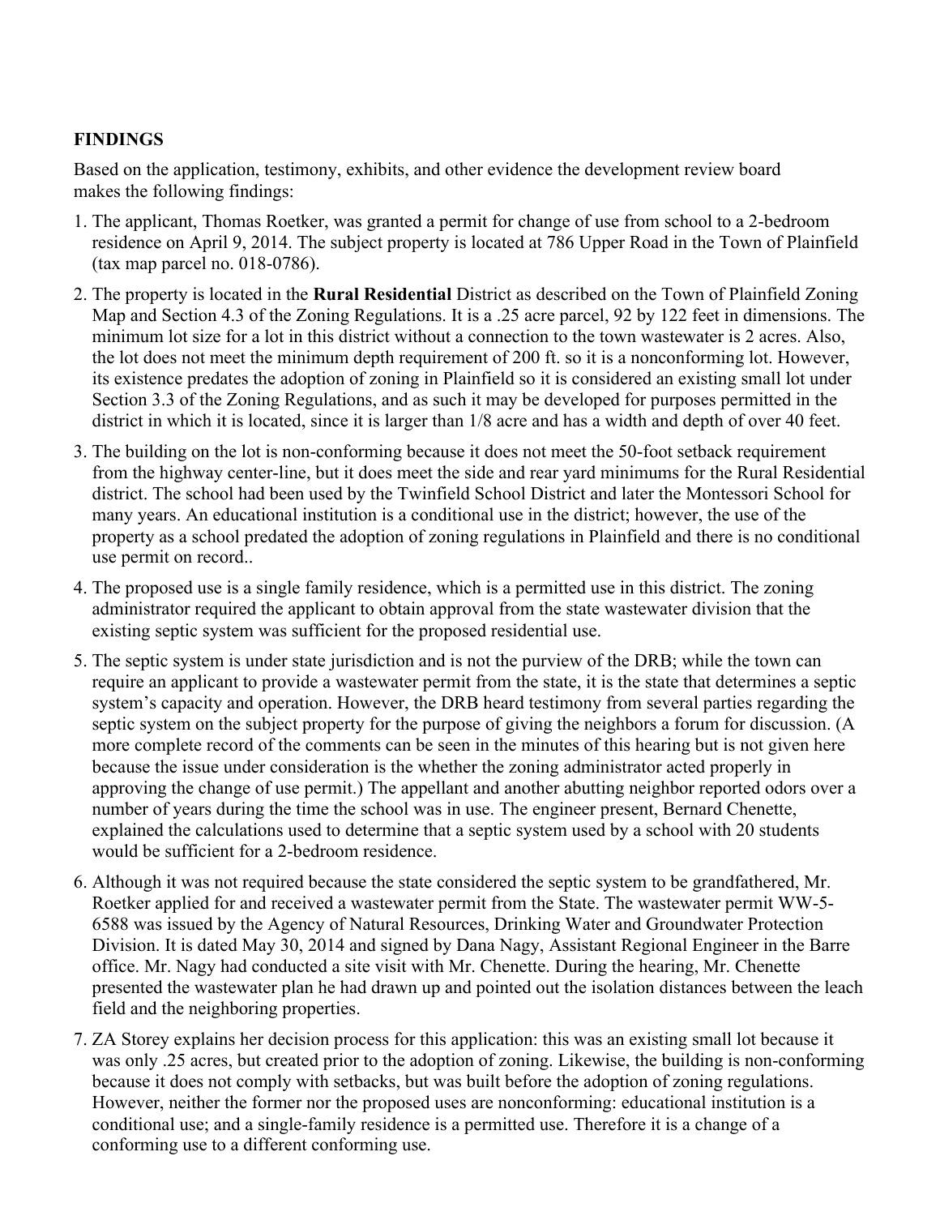**FINDINGS**

Based on the application, testimony, exhibits, and other evidence the development review board makes the following findings:

1. The applicant, Thomas Roetker, was granted a permit for change of use from school to a 2-bedroom residence on April 9, 2014. The subject property is located at 786 Upper Road in the Town of Plainfield (tax map parcel no. 018-0786).
2. The property is located in the **Rural Residential** District as described on the Town of Plainfield Zoning Map and Section 4.3 of the Zoning Regulations. It is a .25 acre parcel, 92 by 122 feet in dimensions. The minimum lot size for a lot in this district without a connection to the town wastewater is 2 acres. Also, the lot does not meet the minimum depth requirement of 200 ft. so it is a nonconforming lot. However, its existence predates the adoption of zoning in Plainfield so it is considered an existing small lot under Section 3.3 of the Zoning Regulations, and as such it may be developed for purposes permitted in the district in which it is located, since it is larger than 1/8 acre and has a width and depth of over 40 feet.
3. The building on the lot is non-conforming because it does not meet the 50-foot setback requirement from the highway center-line, but it does meet the side and rear yard minimums for the Rural Residential district. The school had been used by the Twinfield School District and later the Montessori School for many years. An educational institution is a conditional use in the district; however, the use of the property as a school predated the adoption of zoning regulations in Plainfield and there is no conditional use permit on record..
4. The proposed use is a single family residence, which is a permitted use in this district. The zoning administrator required the applicant to obtain approval from the state wastewater division that the existing septic system was sufficient for the proposed residential use.
5. The septic system is under state jurisdiction and is not the purview of the DRB; while the town can require an applicant to provide a wastewater permit from the state, it is the state that determines a septic system's capacity and operation. However, the DRB heard testimony from several parties regarding the septic system on the subject property for the purpose of giving the neighbors a forum for discussion. (A more complete record of the comments can be seen in the minutes of this hearing but is not given here because the issue under consideration is the whether the zoning administrator acted properly in approving the change of use permit.) The appellant and another abutting neighbor reported odors over a number of years during the time the school was in use. The engineer present, Bernard Chenette, explained the calculations used to determine that a septic system used by a school with 20 students would be sufficient for a 2-bedroom residence.
6. Although it was not required because the state considered the septic system to be grandfathered, Mr. Roetker applied for and received a wastewater permit from the State. The wastewater permit WW-5-6588 was issued by the Agency of Natural Resources, Drinking Water and Groundwater Protection Division. It is dated May 30, 2014 and signed by Dana Nagy, Assistant Regional Engineer in the Barre office. Mr. Nagy had conducted a site visit with Mr. Chenette. During the hearing, Mr. Chenette presented the wastewater plan he had drawn up and pointed out the isolation distances between the leach field and the neighboring properties.
7. ZA Storey explains her decision process for this application: this was an existing small lot because it was only .25 acres, but created prior to the adoption of zoning. Likewise, the building is non-conforming because it does not comply with setbacks, but was built before the adoption of zoning regulations. However, neither the former nor the proposed uses are nonconforming: educational institution is a conditional use; and a single-family residence is a permitted use. Therefore it is a change of a conforming use to a different conforming use.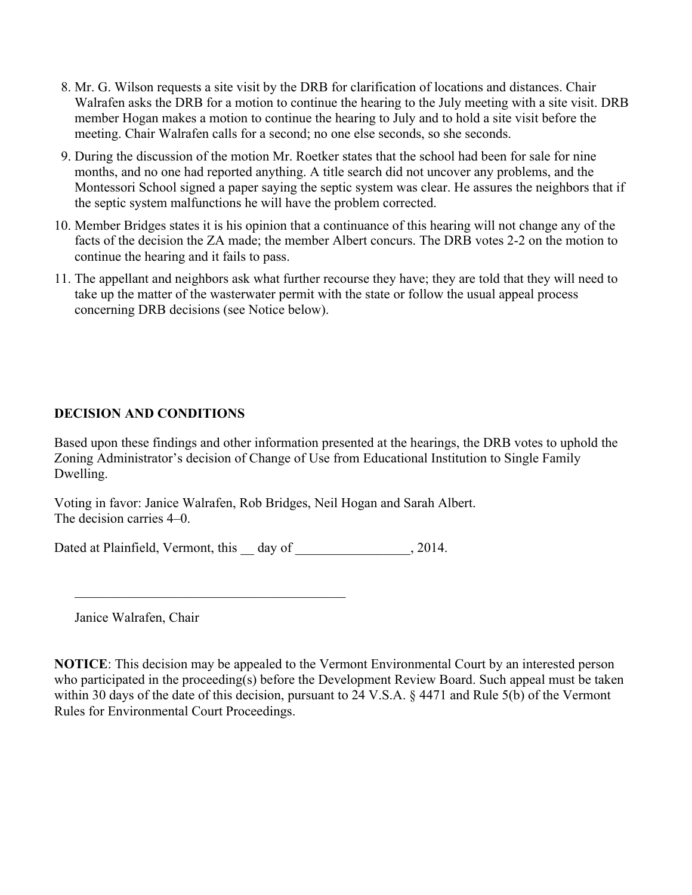8. Mr. G. Wilson requests a site visit by the DRB for clarification of locations and distances. Chair Walrafen asks the DRB for a motion to continue the hearing to the July meeting with a site visit. DRB member Hogan makes a motion to continue the hearing to July and to hold a site visit before the meeting. Chair Walrafen calls for a second; no one else seconds, so she seconds.
9. During the discussion of the motion Mr. Roetker states that the school had been for sale for nine months, and no one had reported anything. A title search did not uncover any problems, and the Montessori School signed a paper saying the septic system was clear. He assures the neighbors that if the septic system malfunctions he will have the problem corrected.
10. Member Bridges states it is his opinion that a continuance of this hearing will not change any of the facts of the decision the ZA made; the member Albert concurs. The DRB votes 2-2 on the motion to continue the hearing and it fails to pass.
11. The appellant and neighbors ask what further recourse they have; they are told that they will need to take up the matter of the wasterwater permit with the state or follow the usual appeal process concerning DRB decisions (see Notice below).

**DECISION AND CONDITIONS**

Based upon these findings and other information presented at the hearings, the DRB votes to uphold the Zoning Administrator's decision of Change of Use from Educational Institution to Single Family Dwelling.

Voting in favor: Janice Walrafen, Rob Bridges, Neil Hogan and Sarah Albert.
The decision carries 4–0.

Dated at Plainfield, Vermont, this __ day of _________________, 2014.

_________________________________________

Janice Walrafen, Chair

**NOTICE**: This decision may be appealed to the Vermont Environmental Court by an interested person who participated in the proceeding(s) before the Development Review Board. Such appeal must be taken within 30 days of the date of this decision, pursuant to 24 V.S.A. § 4471 and Rule 5(b) of the Vermont Rules for Environmental Court Proceedings.